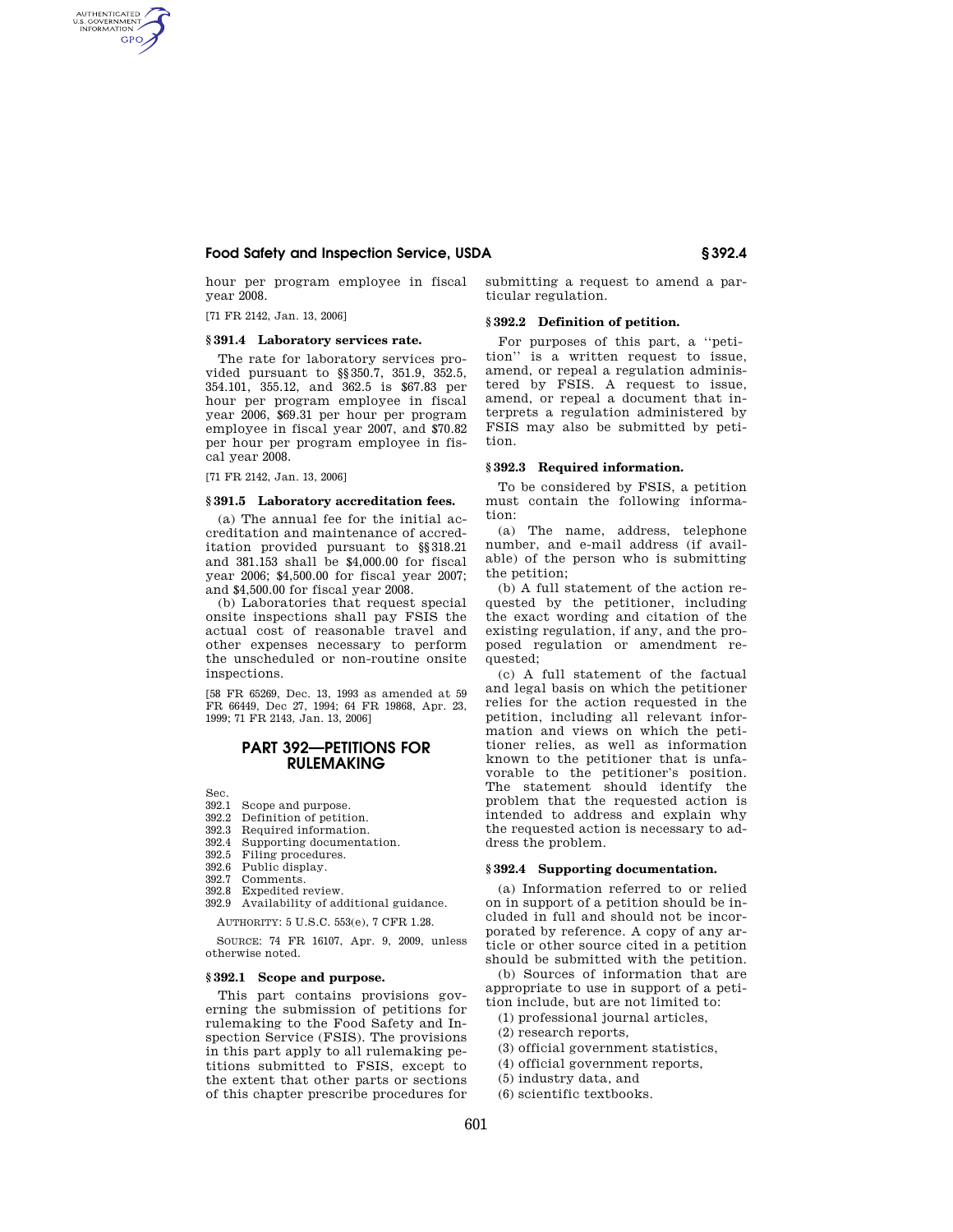hour per program employee in fiscal year 2008.

[71 FR 2142, Jan. 13, 2006]

### § 391.4 Laboratory services rate.

The rate for laboratory services provided pursuant to §§ 350.7, 351.9, 352.5, 354.101, 355.12, and 362.5 is $67.83 per hour per program employee in fiscal year 2006, $69.31 per hour per program employee in fiscal year 2007, and $70.82 per hour per program employee in fiscal year 2008.

[71 FR 2142, Jan. 13, 2006]

### § 391.5 Laboratory accreditation fees.

(a) The annual fee for the initial accreditation and maintenance of accreditation provided pursuant to §§ 318.21 and 381.153 shall be $4,000.00 for fiscal year 2006; $4,500.00 for fiscal year 2007; and $4,500.00 for fiscal year 2008.

(b) Laboratories that request special onsite inspections shall pay FSIS the actual cost of reasonable travel and other expenses necessary to perform the unscheduled or non-routine onsite inspections.

[58 FR 65269, Dec. 13, 1993 as amended at 59 FR 66449, Dec 27, 1994; 64 FR 19868, Apr. 23, 1999; 71 FR 2143, Jan. 13, 2006]

## PART 392—PETITIONS FOR RULEMAKING

Sec.
392.1 Scope and purpose.
392.2 Definition of petition.
392.3 Required information.
392.4 Supporting documentation.
392.5 Filing procedures.
392.6 Public display.
392.7 Comments.
392.8 Expedited review.
392.9 Availability of additional guidance.

AUTHORITY: 5 U.S.C. 553(e), 7 CFR 1.28.

SOURCE: 74 FR 16107, Apr. 9, 2009, unless otherwise noted.

### § 392.1 Scope and purpose.

This part contains provisions governing the submission of petitions for rulemaking to the Food Safety and Inspection Service (FSIS). The provisions in this part apply to all rulemaking petitions submitted to FSIS, except to the extent that other parts or sections of this chapter prescribe procedures for submitting a request to amend a particular regulation.

### § 392.2 Definition of petition.

For purposes of this part, a ''petition'' is a written request to issue, amend, or repeal a regulation administered by FSIS. A request to issue, amend, or repeal a document that interprets a regulation administered by FSIS may also be submitted by petition.

### § 392.3 Required information.

To be considered by FSIS, a petition must contain the following information:

(a) The name, address, telephone number, and e-mail address (if available) of the person who is submitting the petition;

(b) A full statement of the action requested by the petitioner, including the exact wording and citation of the existing regulation, if any, and the proposed regulation or amendment requested;

(c) A full statement of the factual and legal basis on which the petitioner relies for the action requested in the petition, including all relevant information and views on which the petitioner relies, as well as information known to the petitioner that is unfavorable to the petitioner's position. The statement should identify the problem that the requested action is intended to address and explain why the requested action is necessary to address the problem.

### § 392.4 Supporting documentation.

(a) Information referred to or relied on in support of a petition should be included in full and should not be incorporated by reference. A copy of any article or other source cited in a petition should be submitted with the petition.

(b) Sources of information that are appropriate to use in support of a petition include, but are not limited to:

(1) professional journal articles,
(2) research reports,
(3) official government statistics,
(4) official government reports,
(5) industry data, and
(6) scientific textbooks.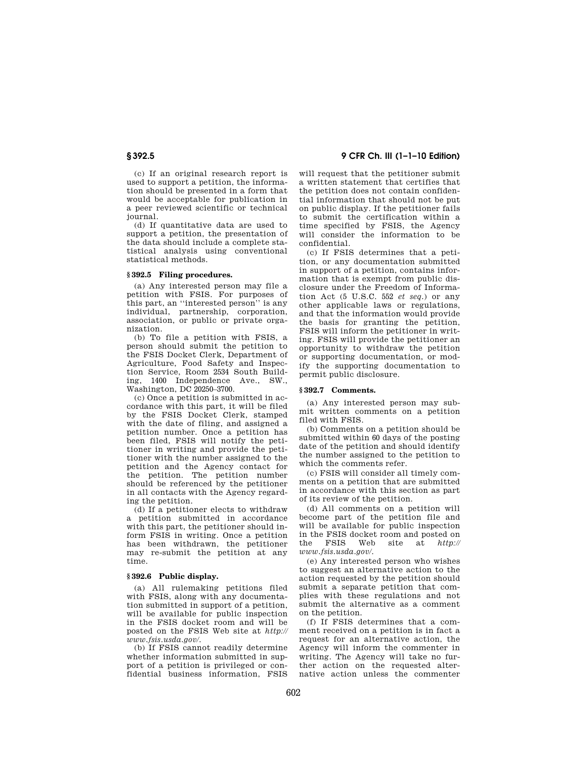(c) If an original research report is used to support a petition, the information should be presented in a form that would be acceptable for publication in a peer reviewed scientific or technical journal.

(d) If quantitative data are used to support a petition, the presentation of the data should include a complete statistical analysis using conventional statistical methods.

### § 392.5 Filing procedures.

(a) Any interested person may file a petition with FSIS. For purposes of this part, an "interested person" is any individual, partnership, corporation, association, or public or private organization.

(b) To file a petition with FSIS, a person should submit the petition to the FSIS Docket Clerk, Department of Agriculture, Food Safety and Inspection Service, Room 2534 South Building, 1400 Independence Ave., SW., Washington, DC 20250–3700.

(c) Once a petition is submitted in accordance with this part, it will be filed by the FSIS Docket Clerk, stamped with the date of filing, and assigned a petition number. Once a petition has been filed, FSIS will notify the petitioner in writing and provide the petitioner with the number assigned to the petition and the Agency contact for the petition. The petition number should be referenced by the petitioner in all contacts with the Agency regarding the petition.

(d) If a petitioner elects to withdraw a petition submitted in accordance with this part, the petitioner should inform FSIS in writing. Once a petition has been withdrawn, the petitioner may re-submit the petition at any time.

### § 392.6 Public display.

(a) All rulemaking petitions filed with FSIS, along with any documentation submitted in support of a petition, will be available for public inspection in the FSIS docket room and will be posted on the FSIS Web site at *http://www.fsis.usda.gov/*.

(b) If FSIS cannot readily determine whether information submitted in support of a petition is privileged or confidential business information, FSIS will request that the petitioner submit a written statement that certifies that the petition does not contain confidential information that should not be put on public display. If the petitioner fails to submit the certification within a time specified by FSIS, the Agency will consider the information to be confidential.

(c) If FSIS determines that a petition, or any documentation submitted in support of a petition, contains information that is exempt from public disclosure under the Freedom of Information Act (5 U.S.C. 552 *et seq.*) or any other applicable laws or regulations, and that the information would provide the basis for granting the petition, FSIS will inform the petitioner in writing. FSIS will provide the petitioner an opportunity to withdraw the petition or supporting documentation, or modify the supporting documentation to permit public disclosure.

### § 392.7 Comments.

(a) Any interested person may submit written comments on a petition filed with FSIS.

(b) Comments on a petition should be submitted within 60 days of the posting date of the petition and should identify the number assigned to the petition to which the comments refer.

(c) FSIS will consider all timely comments on a petition that are submitted in accordance with this section as part of its review of the petition.

(d) All comments on a petition will become part of the petition file and will be available for public inspection in the FSIS docket room and posted on the FSIS Web site at *http://www.fsis.usda.gov/*.

(e) Any interested person who wishes to suggest an alternative action to the action requested by the petition should submit a separate petition that complies with these regulations and not submit the alternative as a comment on the petition.

(f) If FSIS determines that a comment received on a petition is in fact a request for an alternative action, the Agency will inform the commenter in writing. The Agency will take no further action on the requested alternative action unless the commenter